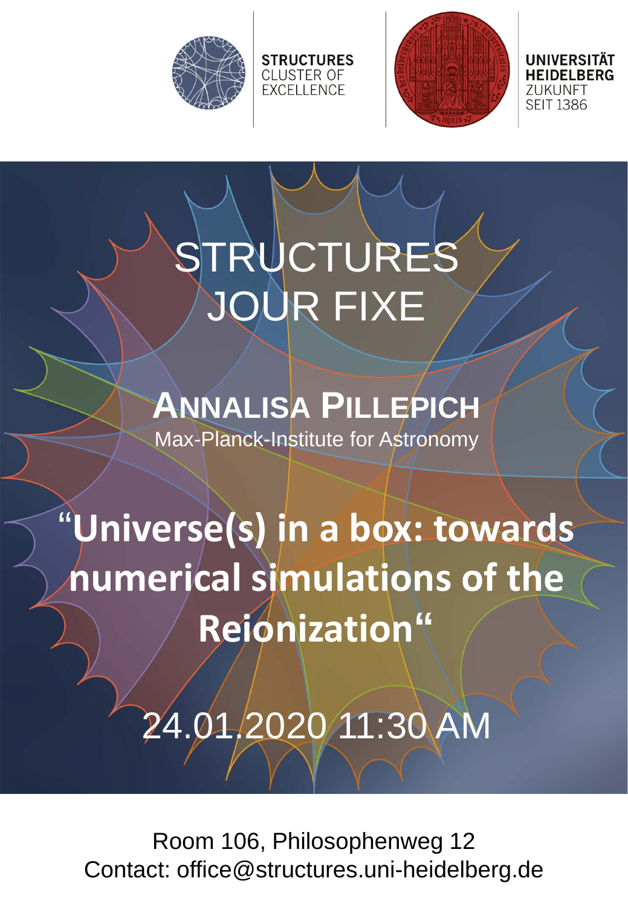STRUCTURES
CLUSTER OF
EXCELLENCE

UNIVERSITÄT
HEIDELBERG
ZUKUNFT
SEIT 1386

# STRUCTURES JOUR FIXE

## ANNALISA PILLEPICH

Max-Planck-Institute for Astronomy

## “Universe(s) in a box: towards numerical simulations of the Reionization“

24.01.2020 11:30 AM

Room 106, Philosophenweg 12
Contact: office@structures.uni-heidelberg.de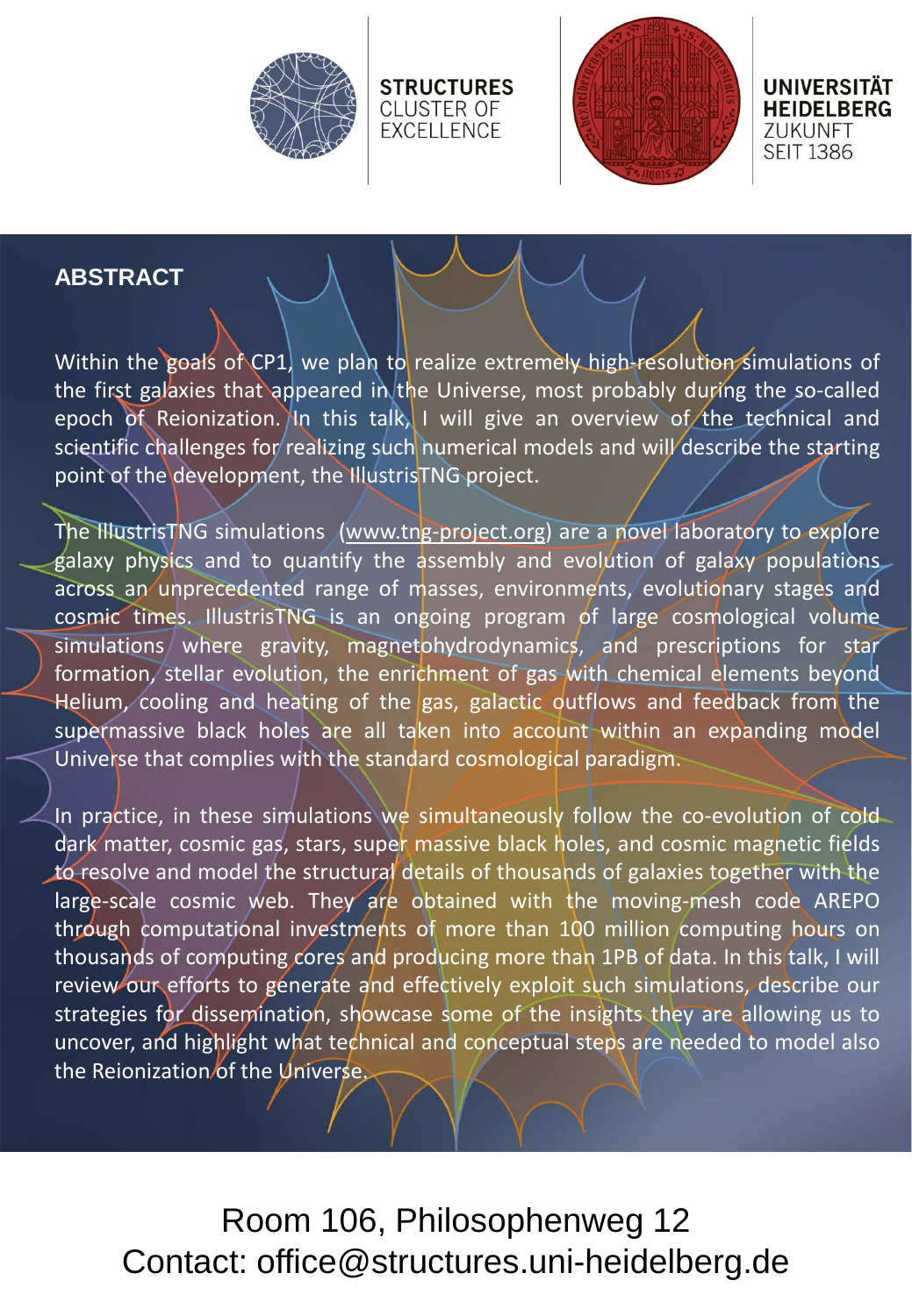STRUCTURES CLUSTER OF EXCELLENCE

UNIVERSITÄT HEIDELBERG ZUKUNFT SEIT 1386

## ABSTRACT

Within the goals of CP1, we plan to realize extremely high-resolution simulations of the first galaxies that appeared in the Universe, most probably during the so-called epoch of Reionization. In this talk, I will give an overview of the technical and scientific challenges for realizing such numerical models and will describe the starting point of the development, the IllustrisTNG project.

The IllustrisTNG simulations (www.tng-project.org) are a novel laboratory to explore galaxy physics and to quantify the assembly and evolution of galaxy populations across an unprecedented range of masses, environments, evolutionary stages and cosmic times. IllustrisTNG is an ongoing program of large cosmological volume simulations where gravity, magnetohydrodynamics, and prescriptions for star formation, stellar evolution, the enrichment of gas with chemical elements beyond Helium, cooling and heating of the gas, galactic outflows and feedback from the supermassive black holes are all taken into account within an expanding model Universe that complies with the standard cosmological paradigm.

In practice, in these simulations we simultaneously follow the co-evolution of cold dark matter, cosmic gas, stars, super massive black holes, and cosmic magnetic fields to resolve and model the structural details of thousands of galaxies together with the large-scale cosmic web. They are obtained with the moving-mesh code AREPO through computational investments of more than 100 million computing hours on thousands of computing cores and producing more than 1PB of data. In this talk, I will review our efforts to generate and effectively exploit such simulations, describe our strategies for dissemination, showcase some of the insights they are allowing us to uncover, and highlight what technical and conceptual steps are needed to model also the Reionization of the Universe.

Room 106, Philosophenweg 12
Contact: office@structures.uni-heidelberg.de